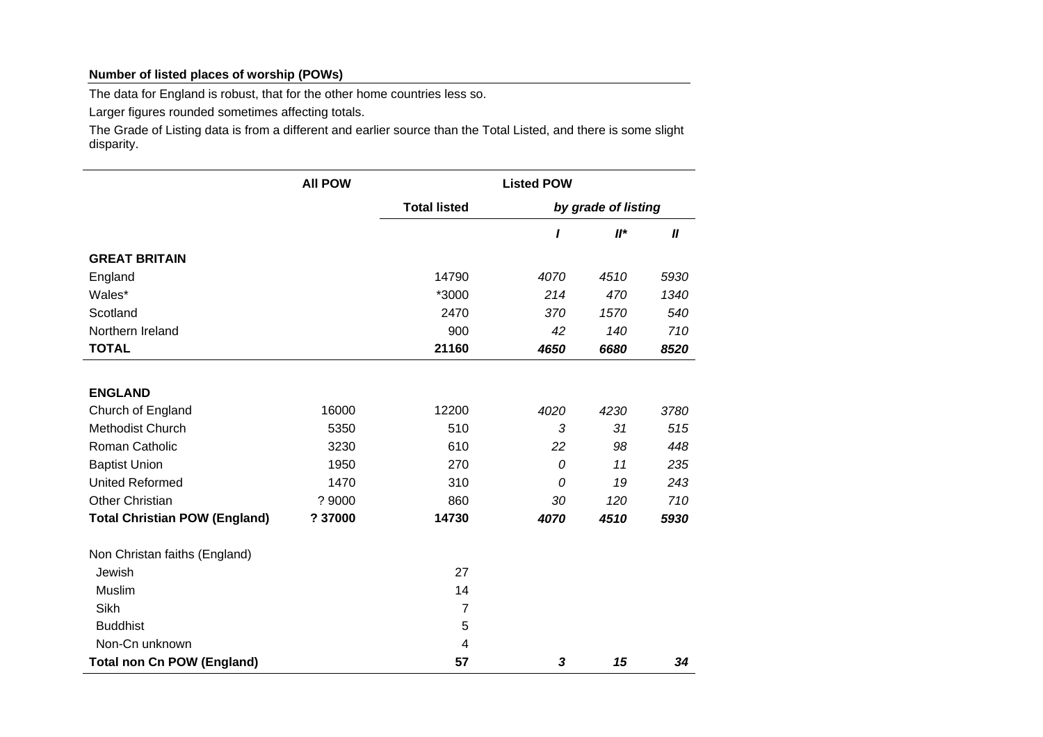**Number of listed places of worship (POWs)**

The data for England is robust, that for the other home countries less so.

Larger figures rounded sometimes affecting totals.

The Grade of Listing data is from a different and earlier source than the Total Listed, and there is some slight disparity.

| | **All POW** | **Listed POW** | | | |
|---|---|---|---|---|---|
| | | **Total listed** | ***by grade of listing*** | | |
| | | | ***I*** | ***II**** | ***II*** |
| **GREAT BRITAIN** | | | | | |
| England | | 14790 | *4070* | *4510* | *5930* |
| Wales* | | *3000 | *214* | *470* | *1340* |
| Scotland | | 2470 | *370* | *1570* | *540* |
| Northern Ireland | | 900 | *42* | *140* | *710* |
| **TOTAL** | | **21160** | ***4650*** | ***6680*** | ***8520*** |
| | | | | | |
| **ENGLAND** | | | | | |
| Church of England | 16000 | 12200 | *4020* | *4230* | *3780* |
| Methodist Church | 5350 | 510 | *3* | *31* | *515* |
| Roman Catholic | 3230 | 610 | *22* | *98* | *448* |
| Baptist Union | 1950 | 270 | *0* | *11* | *235* |
| United Reformed | 1470 | 310 | *0* | *19* | *243* |
| Other Christian | ? 9000 | 860 | *30* | *120* | *710* |
| **Total Christian POW (England)** | **? 37000** | **14730** | ***4070*** | ***4510*** | ***5930*** |
| | | | | | |
| Non Christan faiths (England) | | | | | |
| Jewish | | 27 | | | |
| Muslim | | 14 | | | |
| Sikh | | 7 | | | |
| Buddhist | | 5 | | | |
| Non-Cn unknown | | 4 | | | |
| **Total non Cn POW (England)** | | **57** | ***3*** | ***15*** | ***34*** |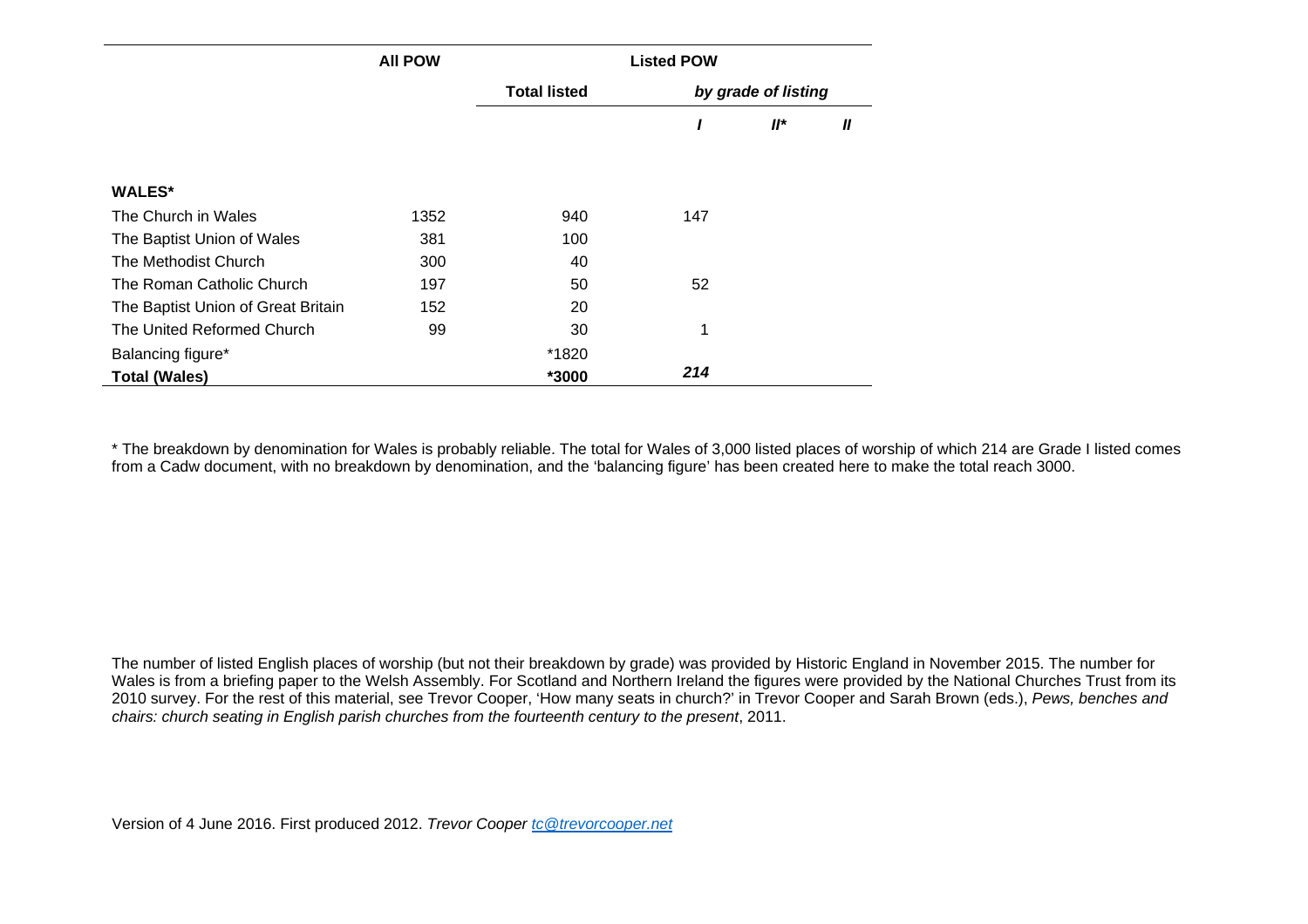| | All POW | Listed POW | | | |
|---|---|---|---|---|---|
| | | Total listed | *by grade of listing* | | |
| | | | *I* | *II** | *II* |
| **WALES*** | | | | | |
| The Church in Wales | 1352 | 940 | 147 | | |
| The Baptist Union of Wales | 381 | 100 | | | |
| The Methodist Church | 300 | 40 | | | |
| The Roman Catholic Church | 197 | 50 | 52 | | |
| The Baptist Union of Great Britain | 152 | 20 | | | |
| The United Reformed Church | 99 | 30 | 1 | | |
| Balancing figure* | | *1820 | | | |
| **Total (Wales)** | | ***3000** | ***214*** | | |

* The breakdown by denomination for Wales is probably reliable. The total for Wales of 3,000 listed places of worship of which 214 are Grade I listed comes from a Cadw document, with no breakdown by denomination, and the 'balancing figure' has been created here to make the total reach 3000.

The number of listed English places of worship (but not their breakdown by grade) was provided by Historic England in November 2015. The number for Wales is from a briefing paper to the Welsh Assembly. For Scotland and Northern Ireland the figures were provided by the National Churches Trust from its 2010 survey. For the rest of this material, see Trevor Cooper, 'How many seats in church?' in Trevor Cooper and Sarah Brown (eds.), *Pews, benches and chairs: church seating in English parish churches from the fourteenth century to the present*, 2011.

Version of 4 June 2016. First produced 2012. *Trevor Cooper tc@trevorcooper.net*